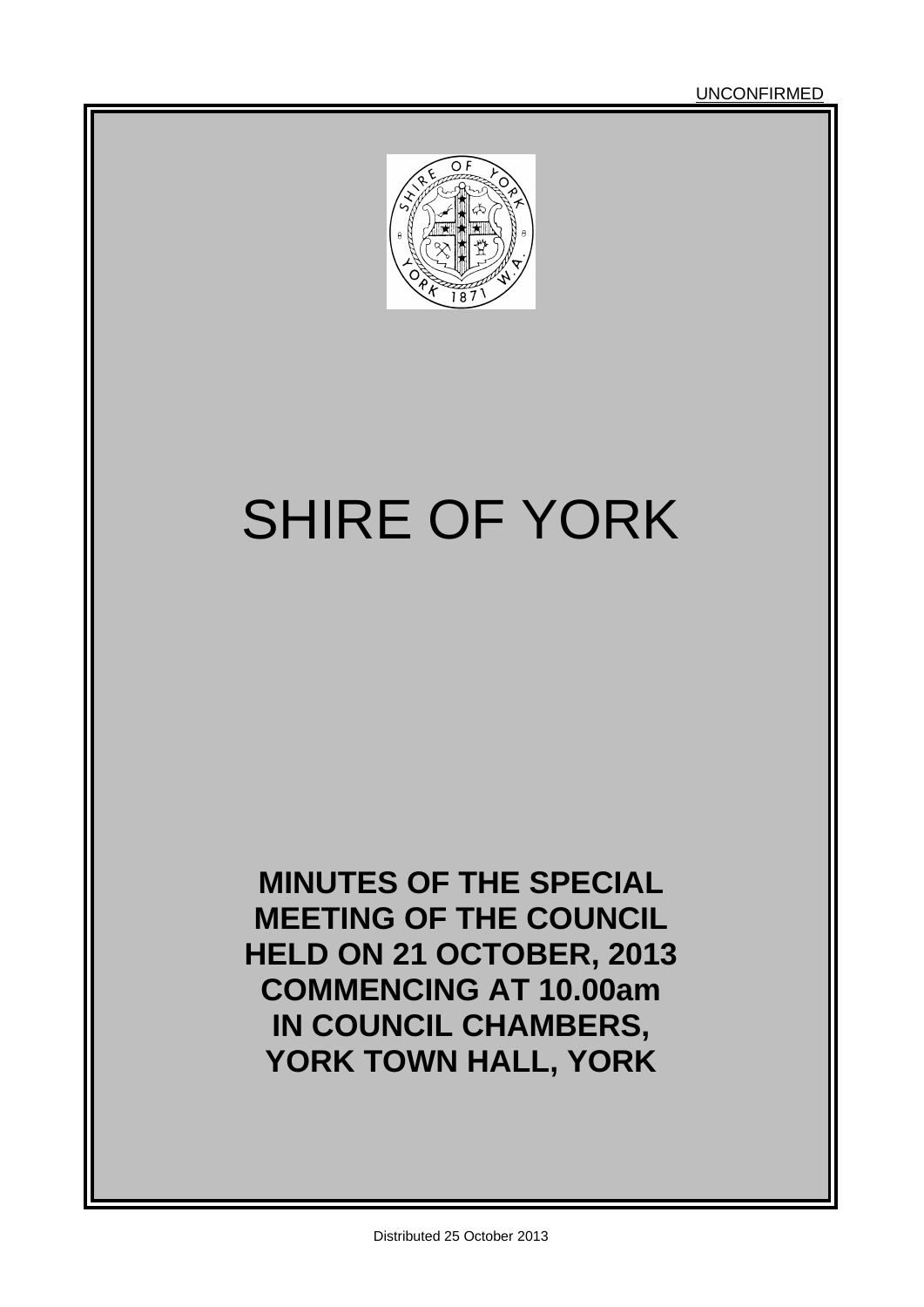UNCONFIRMED

# SHIRE OF YORK

**MINUTES OF THE SPECIAL MEETING OF THE COUNCIL HELD ON 21 OCTOBER, 2013 COMMENCING AT 10.00am IN COUNCIL CHAMBERS, YORK TOWN HALL, YORK**

Distributed 25 October 2013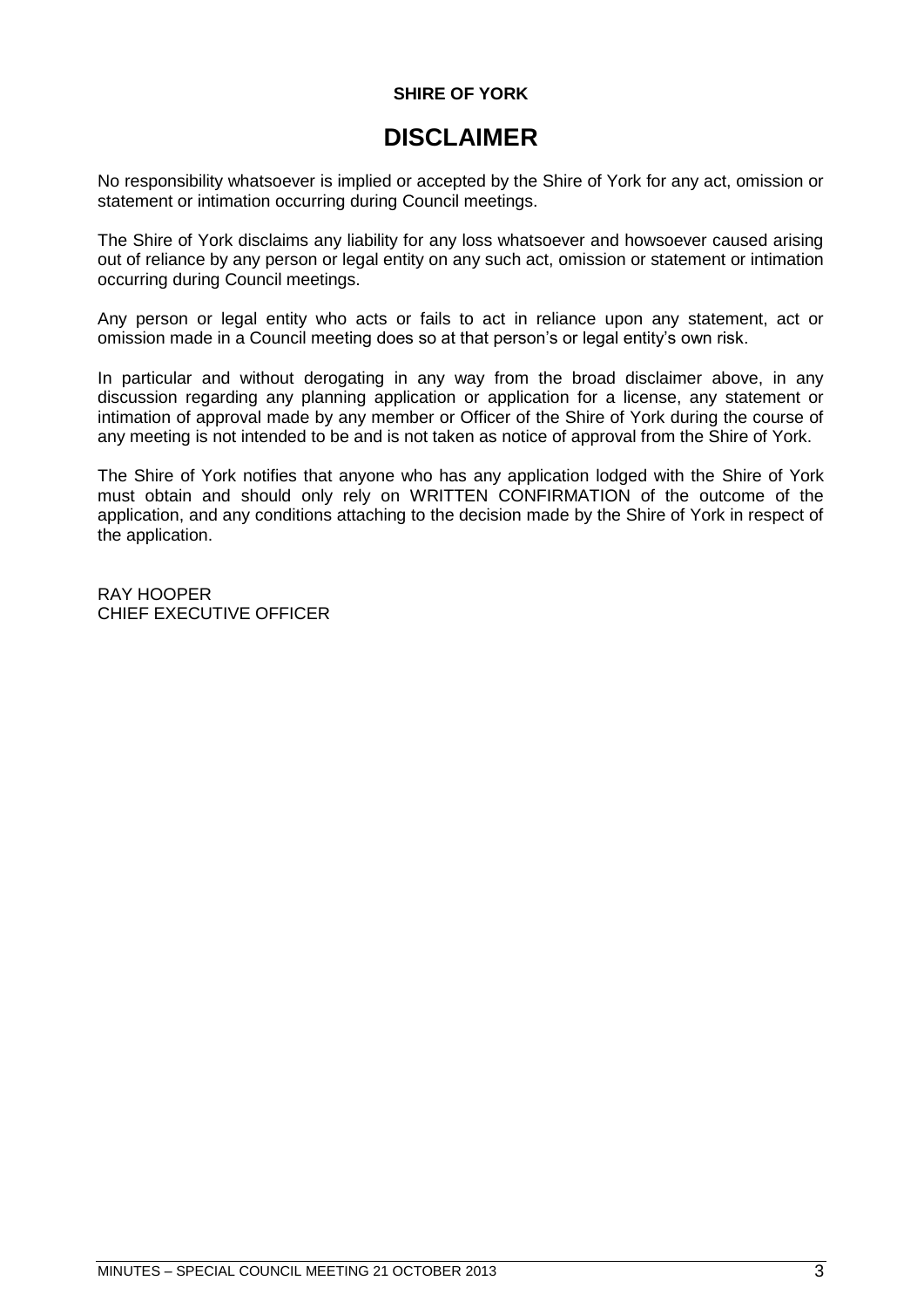**SHIRE OF YORK**

# DISCLAIMER

No responsibility whatsoever is implied or accepted by the Shire of York for any act, omission or statement or intimation occurring during Council meetings.

The Shire of York disclaims any liability for any loss whatsoever and howsoever caused arising out of reliance by any person or legal entity on any such act, omission or statement or intimation occurring during Council meetings.

Any person or legal entity who acts or fails to act in reliance upon any statement, act or omission made in a Council meeting does so at that person's or legal entity's own risk.

In particular and without derogating in any way from the broad disclaimer above, in any discussion regarding any planning application or application for a license, any statement or intimation of approval made by any member or Officer of the Shire of York during the course of any meeting is not intended to be and is not taken as notice of approval from the Shire of York.

The Shire of York notifies that anyone who has any application lodged with the Shire of York must obtain and should only rely on WRITTEN CONFIRMATION of the outcome of the application, and any conditions attaching to the decision made by the Shire of York in respect of the application.

RAY HOOPER
CHIEF EXECUTIVE OFFICER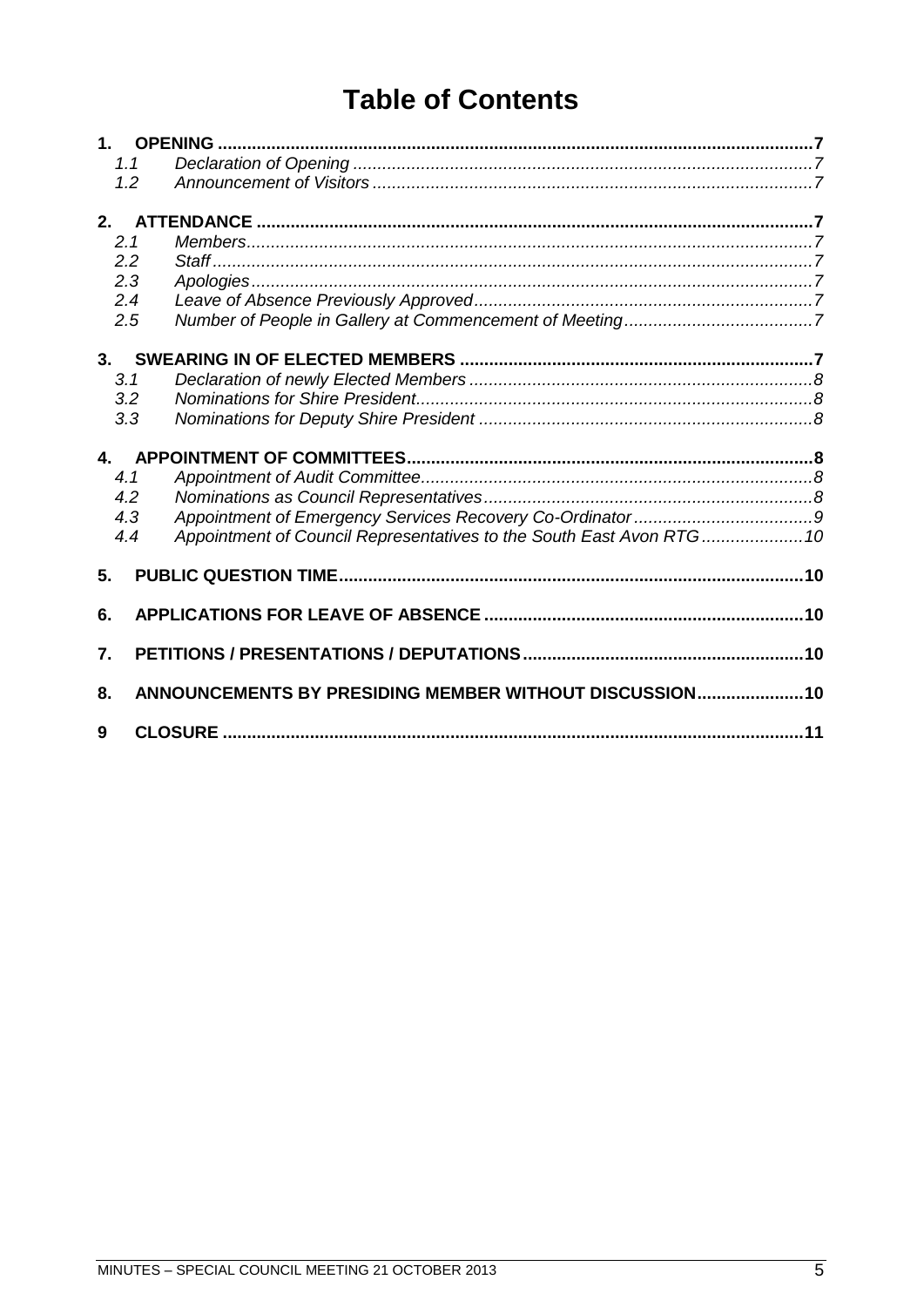# Table of Contents

**1. OPENING** .......... **7**

*1.1 Declaration of Opening* .......... *7*

*1.2 Announcement of Visitors* .......... *7*

**2. ATTENDANCE** .......... **7**

*2.1 Members* .......... *7*

*2.2 Staff* .......... *7*

*2.3 Apologies* .......... *7*

*2.4 Leave of Absence Previously Approved* .......... *7*

*2.5 Number of People in Gallery at Commencement of Meeting* .......... *7*

**3. SWEARING IN OF ELECTED MEMBERS** .......... **7**

*3.1 Declaration of newly Elected Members* .......... *8*

*3.2 Nominations for Shire President* .......... *8*

*3.3 Nominations for Deputy Shire President* .......... *8*

**4. APPOINTMENT OF COMMITTEES** .......... **8**

*4.1 Appointment of Audit Committee* .......... *8*

*4.2 Nominations as Council Representatives* .......... *8*

*4.3 Appointment of Emergency Services Recovery Co-Ordinator* .......... *9*

*4.4 Appointment of Council Representatives to the South East Avon RTG* .......... *10*

**5. PUBLIC QUESTION TIME** .......... **10**

**6. APPLICATIONS FOR LEAVE OF ABSENCE** .......... **10**

**7. PETITIONS / PRESENTATIONS / DEPUTATIONS** .......... **10**

**8. ANNOUNCEMENTS BY PRESIDING MEMBER WITHOUT DISCUSSION** .......... **10**

**9 CLOSURE** .......... **11**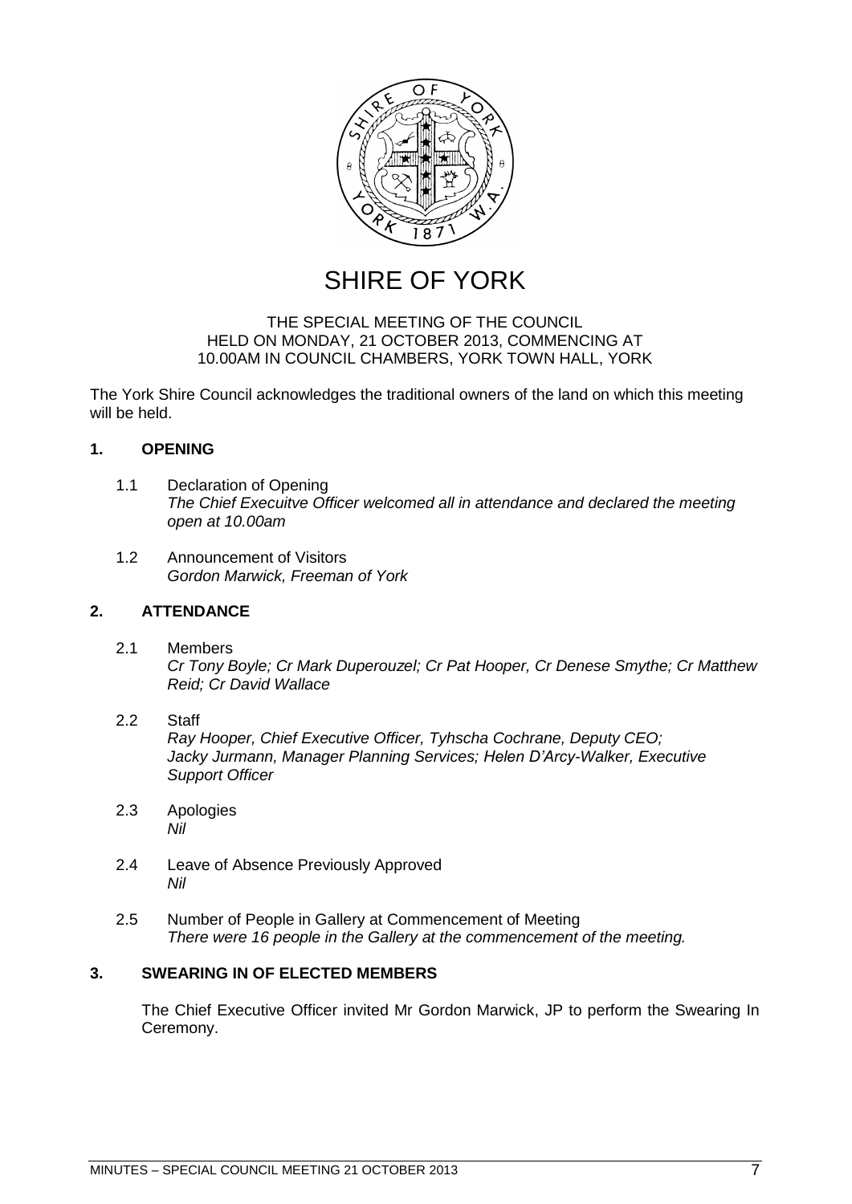# SHIRE OF YORK

THE SPECIAL MEETING OF THE COUNCIL
HELD ON MONDAY, 21 OCTOBER 2013, COMMENCING AT
10.00AM IN COUNCIL CHAMBERS, YORK TOWN HALL, YORK

The York Shire Council acknowledges the traditional owners of the land on which this meeting will be held.

## 1. OPENING

1.1 Declaration of Opening
*The Chief Execuitve Officer welcomed all in attendance and declared the meeting open at 10.00am*

1.2 Announcement of Visitors
*Gordon Marwick, Freeman of York*

## 2. ATTENDANCE

2.1 Members
*Cr Tony Boyle; Cr Mark Duperouzel; Cr Pat Hooper, Cr Denese Smythe; Cr Matthew Reid; Cr David Wallace*

2.2 Staff
*Ray Hooper, Chief Executive Officer, Tyhscha Cochrane, Deputy CEO; Jacky Jurmann, Manager Planning Services; Helen D'Arcy-Walker, Executive Support Officer*

2.3 Apologies
*Nil*

2.4 Leave of Absence Previously Approved
*Nil*

2.5 Number of People in Gallery at Commencement of Meeting
*There were 16 people in the Gallery at the commencement of the meeting.*

## 3. SWEARING IN OF ELECTED MEMBERS

The Chief Executive Officer invited Mr Gordon Marwick, JP to perform the Swearing In Ceremony.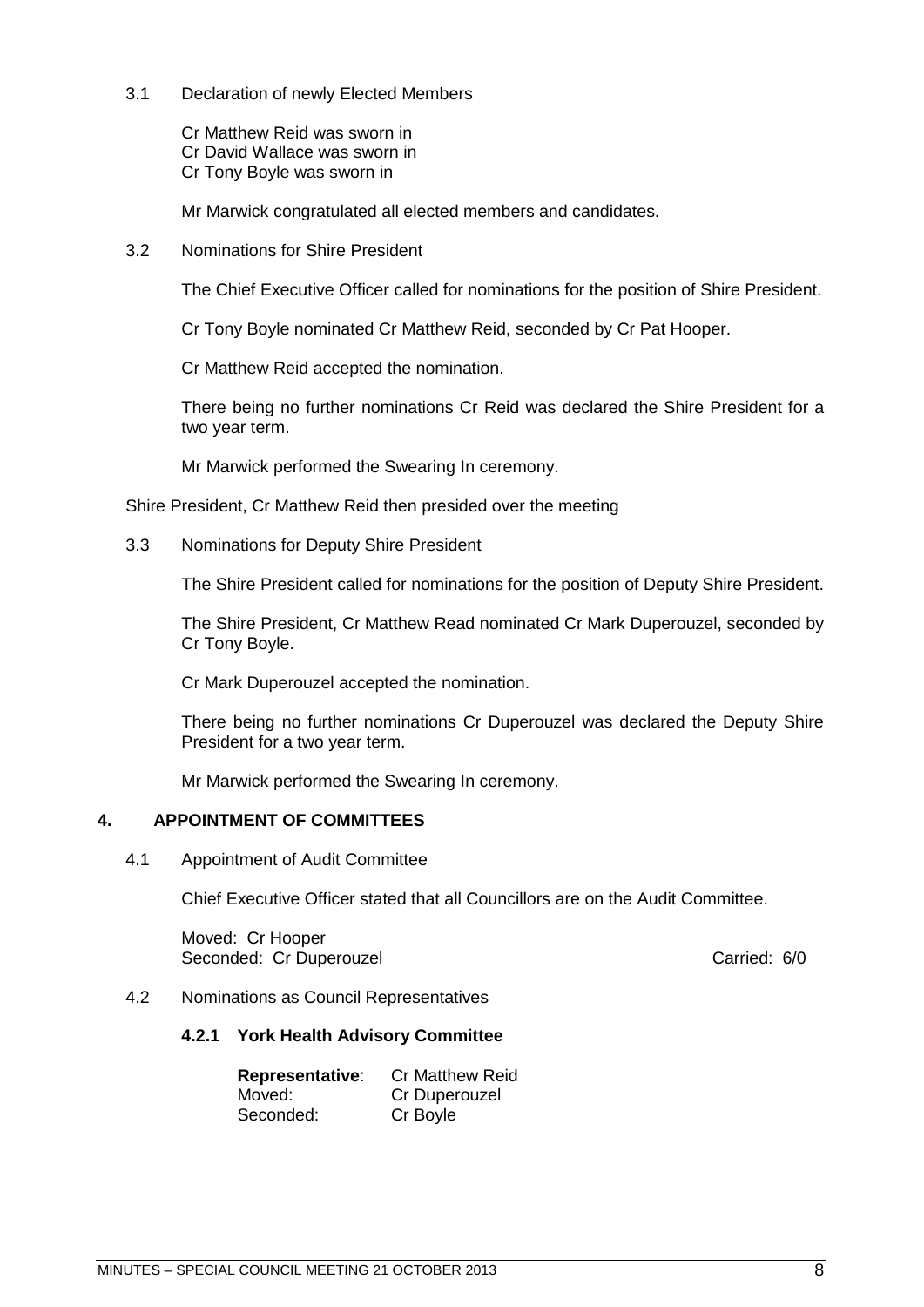3.1 Declaration of newly Elected Members

Cr Matthew Reid was sworn in
Cr David Wallace was sworn in
Cr Tony Boyle was sworn in

Mr Marwick congratulated all elected members and candidates.

3.2 Nominations for Shire President

The Chief Executive Officer called for nominations for the position of Shire President.

Cr Tony Boyle nominated Cr Matthew Reid, seconded by Cr Pat Hooper.

Cr Matthew Reid accepted the nomination.

There being no further nominations Cr Reid was declared the Shire President for a two year term.

Mr Marwick performed the Swearing In ceremony.

Shire President, Cr Matthew Reid then presided over the meeting

3.3 Nominations for Deputy Shire President

The Shire President called for nominations for the position of Deputy Shire President.

The Shire President, Cr Matthew Read nominated Cr Mark Duperouzel, seconded by Cr Tony Boyle.

Cr Mark Duperouzel accepted the nomination.

There being no further nominations Cr Duperouzel was declared the Deputy Shire President for a two year term.

Mr Marwick performed the Swearing In ceremony.

## 4. APPOINTMENT OF COMMITTEES

4.1 Appointment of Audit Committee

Chief Executive Officer stated that all Councillors are on the Audit Committee.

Moved: Cr Hooper
Seconded: Cr Duperouzel — Carried: 6/0

4.2 Nominations as Council Representatives

### 4.2.1 York Health Advisory Committee

**Representative**: Cr Matthew Reid
Moved: Cr Duperouzel
Seconded: Cr Boyle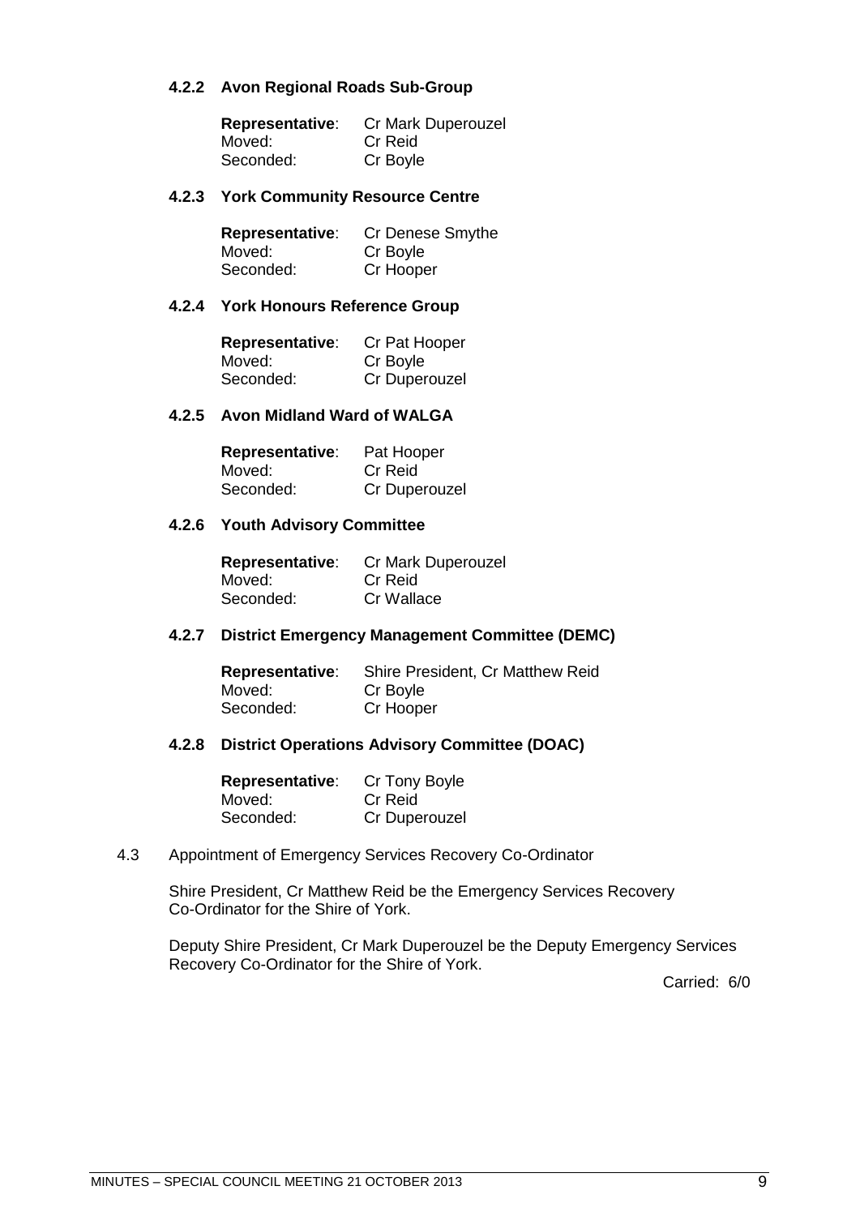#### 4.2.2 Avon Regional Roads Sub-Group

**Representative**: Cr Mark Duperouzel
Moved: Cr Reid
Seconded: Cr Boyle

#### 4.2.3 York Community Resource Centre

**Representative**: Cr Denese Smythe
Moved: Cr Boyle
Seconded: Cr Hooper

#### 4.2.4 York Honours Reference Group

**Representative**: Cr Pat Hooper
Moved: Cr Boyle
Seconded: Cr Duperouzel

#### 4.2.5 Avon Midland Ward of WALGA

**Representative**: Pat Hooper
Moved: Cr Reid
Seconded: Cr Duperouzel

#### 4.2.6 Youth Advisory Committee

**Representative**: Cr Mark Duperouzel
Moved: Cr Reid
Seconded: Cr Wallace

#### 4.2.7 District Emergency Management Committee (DEMC)

**Representative**: Shire President, Cr Matthew Reid
Moved: Cr Boyle
Seconded: Cr Hooper

#### 4.2.8 District Operations Advisory Committee (DOAC)

**Representative**: Cr Tony Boyle
Moved: Cr Reid
Seconded: Cr Duperouzel

4.3 Appointment of Emergency Services Recovery Co-Ordinator

Shire President, Cr Matthew Reid be the Emergency Services Recovery Co-Ordinator for the Shire of York.

Deputy Shire President, Cr Mark Duperouzel be the Deputy Emergency Services Recovery Co-Ordinator for the Shire of York.

Carried: 6/0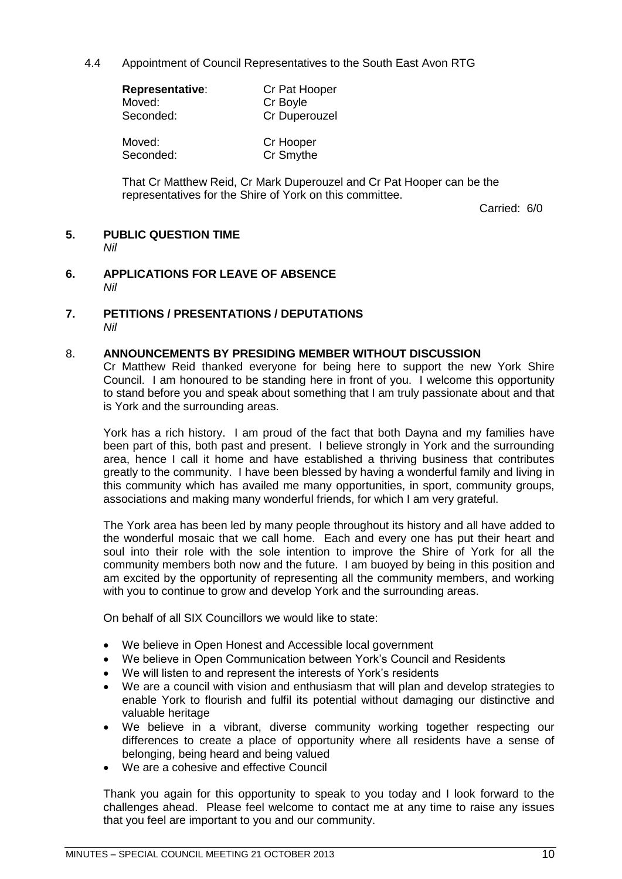4.4 Appointment of Council Representatives to the South East Avon RTG

| | |
|---|---|
| **Representative**: | Cr Pat Hooper |
| Moved: | Cr Boyle |
| Seconded: | Cr Duperouzel |

| | |
|---|---|
| Moved: | Cr Hooper |
| Seconded: | Cr Smythe |

That Cr Matthew Reid, Cr Mark Duperouzel and Cr Pat Hooper can be the representatives for the Shire of York on this committee.

Carried: 6/0

## 5. PUBLIC QUESTION TIME

*Nil*

## 6. APPLICATIONS FOR LEAVE OF ABSENCE

*Nil*

## 7. PETITIONS / PRESENTATIONS / DEPUTATIONS

*Nil*

## 8. ANNOUNCEMENTS BY PRESIDING MEMBER WITHOUT DISCUSSION

Cr Matthew Reid thanked everyone for being here to support the new York Shire Council. I am honoured to be standing here in front of you. I welcome this opportunity to stand before you and speak about something that I am truly passionate about and that is York and the surrounding areas.

York has a rich history. I am proud of the fact that both Dayna and my families have been part of this, both past and present. I believe strongly in York and the surrounding area, hence I call it home and have established a thriving business that contributes greatly to the community. I have been blessed by having a wonderful family and living in this community which has availed me many opportunities, in sport, community groups, associations and making many wonderful friends, for which I am very grateful.

The York area has been led by many people throughout its history and all have added to the wonderful mosaic that we call home. Each and every one has put their heart and soul into their role with the sole intention to improve the Shire of York for all the community members both now and the future. I am buoyed by being in this position and am excited by the opportunity of representing all the community members, and working with you to continue to grow and develop York and the surrounding areas.

On behalf of all SIX Councillors we would like to state:

- We believe in Open Honest and Accessible local government
- We believe in Open Communication between York's Council and Residents
- We will listen to and represent the interests of York's residents
- We are a council with vision and enthusiasm that will plan and develop strategies to enable York to flourish and fulfil its potential without damaging our distinctive and valuable heritage
- We believe in a vibrant, diverse community working together respecting our differences to create a place of opportunity where all residents have a sense of belonging, being heard and being valued
- We are a cohesive and effective Council

Thank you again for this opportunity to speak to you today and I look forward to the challenges ahead. Please feel welcome to contact me at any time to raise any issues that you feel are important to you and our community.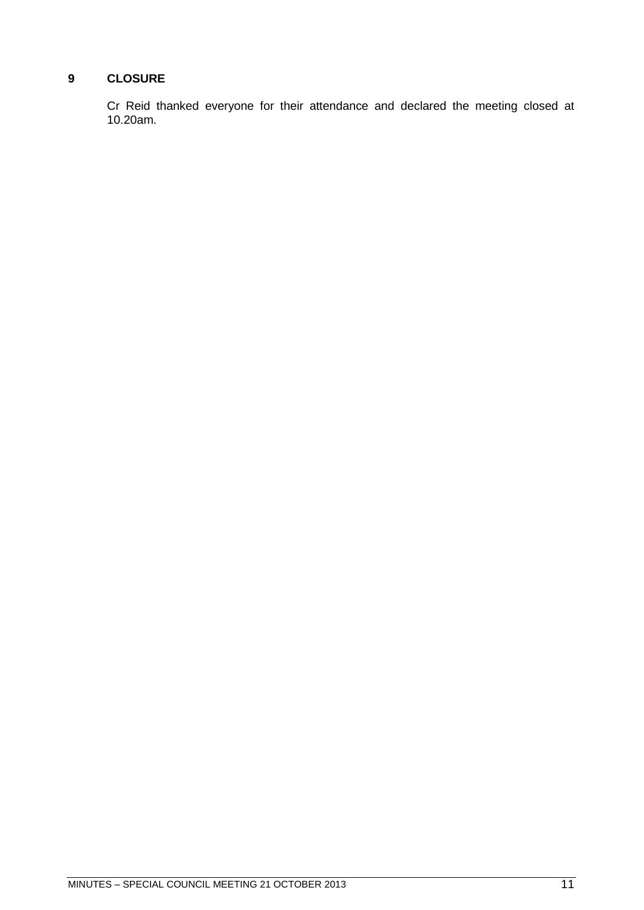## 9 CLOSURE

Cr Reid thanked everyone for their attendance and declared the meeting closed at 10.20am.